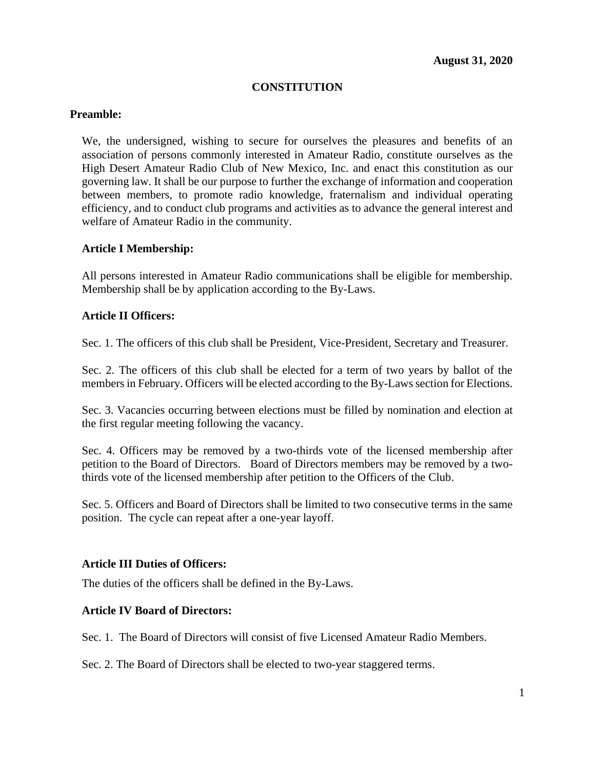**August 31, 2020**

# CONSTITUTION

## Preamble:

We, the undersigned, wishing to secure for ourselves the pleasures and benefits of an association of persons commonly interested in Amateur Radio, constitute ourselves as the High Desert Amateur Radio Club of New Mexico, Inc. and enact this constitution as our governing law. It shall be our purpose to further the exchange of information and cooperation between members, to promote radio knowledge, fraternalism and individual operating efficiency, and to conduct club programs and activities as to advance the general interest and welfare of Amateur Radio in the community.

### Article I Membership:

All persons interested in Amateur Radio communications shall be eligible for membership. Membership shall be by application according to the By-Laws.

### Article II Officers:

Sec. 1. The officers of this club shall be President, Vice-President, Secretary and Treasurer.

Sec. 2. The officers of this club shall be elected for a term of two years by ballot of the members in February. Officers will be elected according to the By-Laws section for Elections.

Sec. 3. Vacancies occurring between elections must be filled by nomination and election at the first regular meeting following the vacancy.

Sec. 4. Officers may be removed by a two-thirds vote of the licensed membership after petition to the Board of Directors. Board of Directors members may be removed by a two-thirds vote of the licensed membership after petition to the Officers of the Club.

Sec. 5. Officers and Board of Directors shall be limited to two consecutive terms in the same position. The cycle can repeat after a one-year layoff.

### Article III Duties of Officers:

The duties of the officers shall be defined in the By-Laws.

### Article IV Board of Directors:

Sec. 1. The Board of Directors will consist of five Licensed Amateur Radio Members.

Sec. 2. The Board of Directors shall be elected to two-year staggered terms.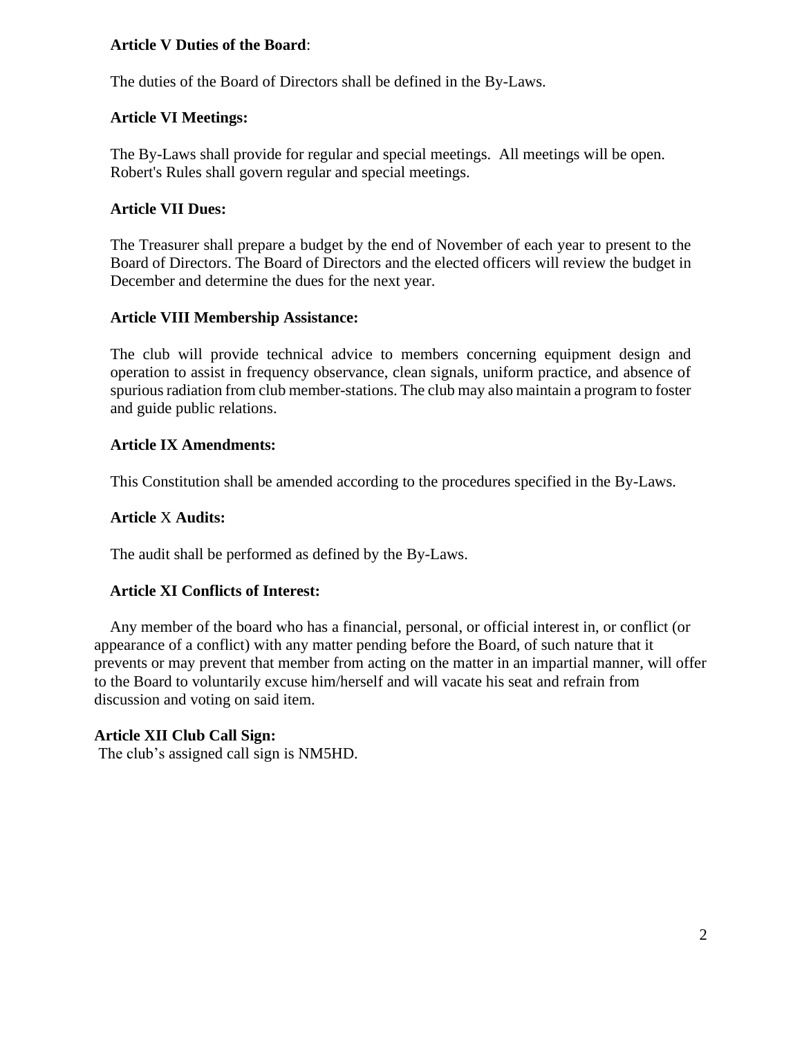**Article V Duties of the Board**:

The duties of the Board of Directors shall be defined in the By-Laws.

**Article VI Meetings:**

The By-Laws shall provide for regular and special meetings. All meetings will be open. Robert's Rules shall govern regular and special meetings.

**Article VII Dues:**

The Treasurer shall prepare a budget by the end of November of each year to present to the Board of Directors. The Board of Directors and the elected officers will review the budget in December and determine the dues for the next year.

**Article VIII Membership Assistance:**

The club will provide technical advice to members concerning equipment design and operation to assist in frequency observance, clean signals, uniform practice, and absence of spurious radiation from club member-stations. The club may also maintain a program to foster and guide public relations.

**Article IX Amendments:**

This Constitution shall be amended according to the procedures specified in the By-Laws.

**Article** X **Audits:**

The audit shall be performed as defined by the By-Laws.

**Article XI Conflicts of Interest:**

Any member of the board who has a financial, personal, or official interest in, or conflict (or appearance of a conflict) with any matter pending before the Board, of such nature that it prevents or may prevent that member from acting on the matter in an impartial manner, will offer to the Board to voluntarily excuse him/herself and will vacate his seat and refrain from discussion and voting on said item.

**Article XII Club Call Sign:**

The club's assigned call sign is NM5HD.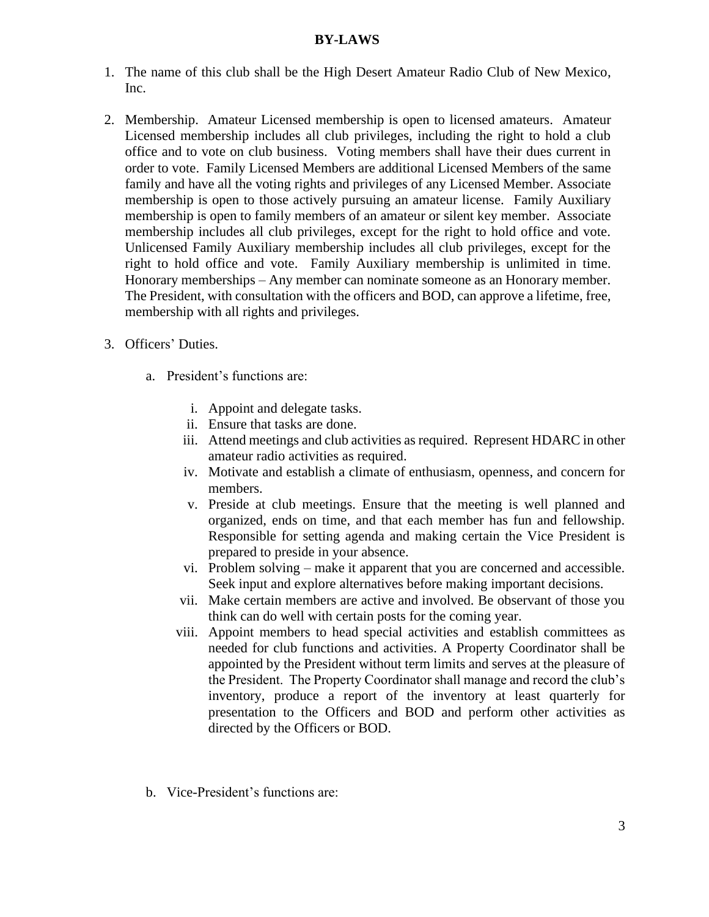# BY-LAWS

1. The name of this club shall be the High Desert Amateur Radio Club of New Mexico, Inc.

2. Membership. Amateur Licensed membership is open to licensed amateurs. Amateur Licensed membership includes all club privileges, including the right to hold a club office and to vote on club business. Voting members shall have their dues current in order to vote. Family Licensed Members are additional Licensed Members of the same family and have all the voting rights and privileges of any Licensed Member. Associate membership is open to those actively pursuing an amateur license. Family Auxiliary membership is open to family members of an amateur or silent key member. Associate membership includes all club privileges, except for the right to hold office and vote. Unlicensed Family Auxiliary membership includes all club privileges, except for the right to hold office and vote. Family Auxiliary membership is unlimited in time. Honorary memberships – Any member can nominate someone as an Honorary member. The President, with consultation with the officers and BOD, can approve a lifetime, free, membership with all rights and privileges.

3. Officers' Duties.

   a. President's functions are:

      i. Appoint and delegate tasks.
      ii. Ensure that tasks are done.
      iii. Attend meetings and club activities as required. Represent HDARC in other amateur radio activities as required.
      iv. Motivate and establish a climate of enthusiasm, openness, and concern for members.
      v. Preside at club meetings. Ensure that the meeting is well planned and organized, ends on time, and that each member has fun and fellowship. Responsible for setting agenda and making certain the Vice President is prepared to preside in your absence.
      vi. Problem solving – make it apparent that you are concerned and accessible. Seek input and explore alternatives before making important decisions.
      vii. Make certain members are active and involved. Be observant of those you think can do well with certain posts for the coming year.
      viii. Appoint members to head special activities and establish committees as needed for club functions and activities. A Property Coordinator shall be appointed by the President without term limits and serves at the pleasure of the President. The Property Coordinator shall manage and record the club's inventory, produce a report of the inventory at least quarterly for presentation to the Officers and BOD and perform other activities as directed by the Officers or BOD.

   b. Vice-President's functions are: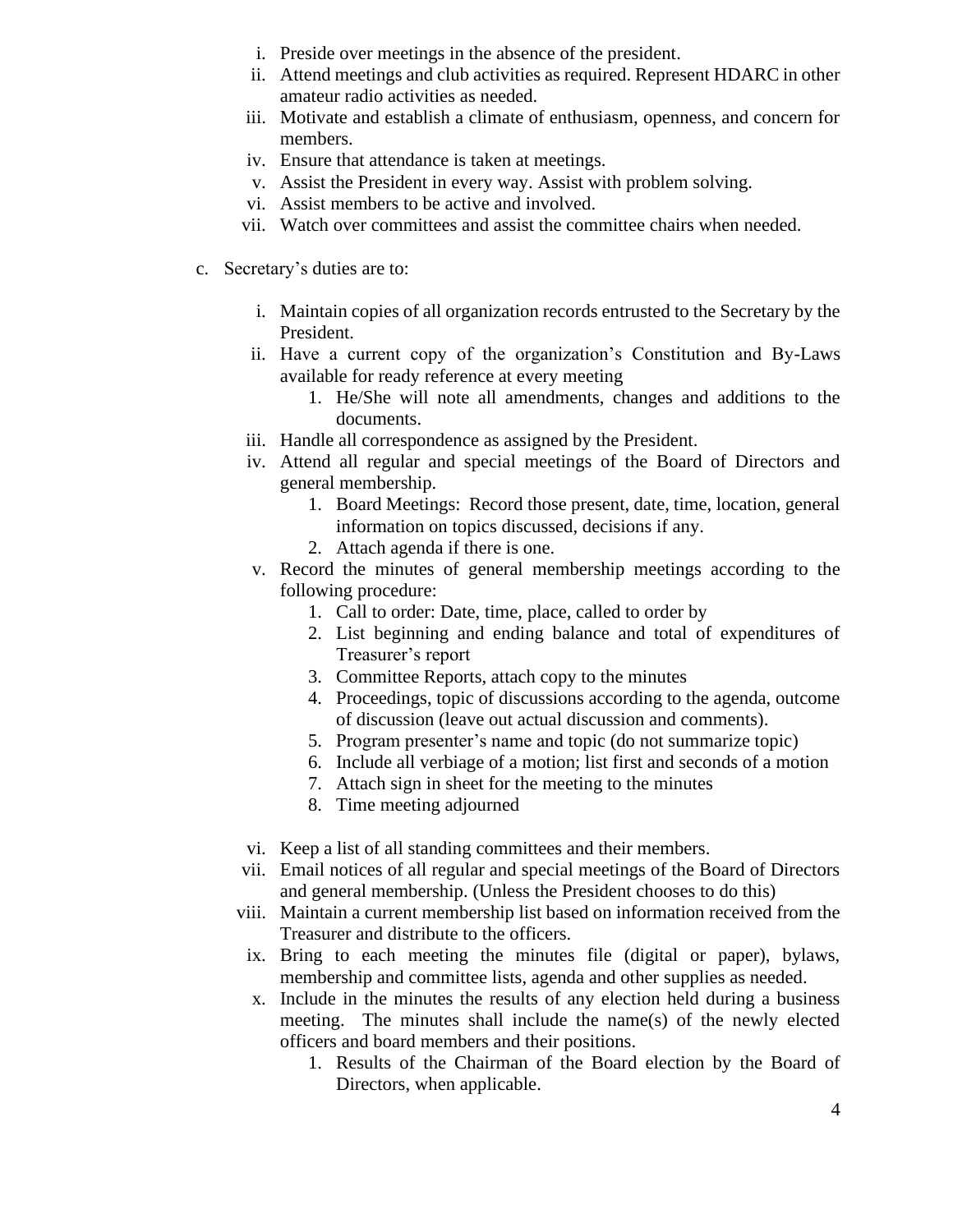i. Preside over meetings in the absence of the president.
ii. Attend meetings and club activities as required. Represent HDARC in other amateur radio activities as needed.
iii. Motivate and establish a climate of enthusiasm, openness, and concern for members.
iv. Ensure that attendance is taken at meetings.
v. Assist the President in every way. Assist with problem solving.
vi. Assist members to be active and involved.
vii. Watch over committees and assist the committee chairs when needed.

c. Secretary's duties are to:

   i. Maintain copies of all organization records entrusted to the Secretary by the President.
   ii. Have a current copy of the organization's Constitution and By-Laws available for ready reference at every meeting
      1. He/She will note all amendments, changes and additions to the documents.
   iii. Handle all correspondence as assigned by the President.
   iv. Attend all regular and special meetings of the Board of Directors and general membership.
      1. Board Meetings: Record those present, date, time, location, general information on topics discussed, decisions if any.
      2. Attach agenda if there is one.
   v. Record the minutes of general membership meetings according to the following procedure:
      1. Call to order: Date, time, place, called to order by
      2. List beginning and ending balance and total of expenditures of Treasurer's report
      3. Committee Reports, attach copy to the minutes
      4. Proceedings, topic of discussions according to the agenda, outcome of discussion (leave out actual discussion and comments).
      5. Program presenter's name and topic (do not summarize topic)
      6. Include all verbiage of a motion; list first and seconds of a motion
      7. Attach sign in sheet for the meeting to the minutes
      8. Time meeting adjourned

   vi. Keep a list of all standing committees and their members.
   vii. Email notices of all regular and special meetings of the Board of Directors and general membership. (Unless the President chooses to do this)
   viii. Maintain a current membership list based on information received from the Treasurer and distribute to the officers.
   ix. Bring to each meeting the minutes file (digital or paper), bylaws, membership and committee lists, agenda and other supplies as needed.
   x. Include in the minutes the results of any election held during a business meeting. The minutes shall include the name(s) of the newly elected officers and board members and their positions.
      1. Results of the Chairman of the Board election by the Board of Directors, when applicable.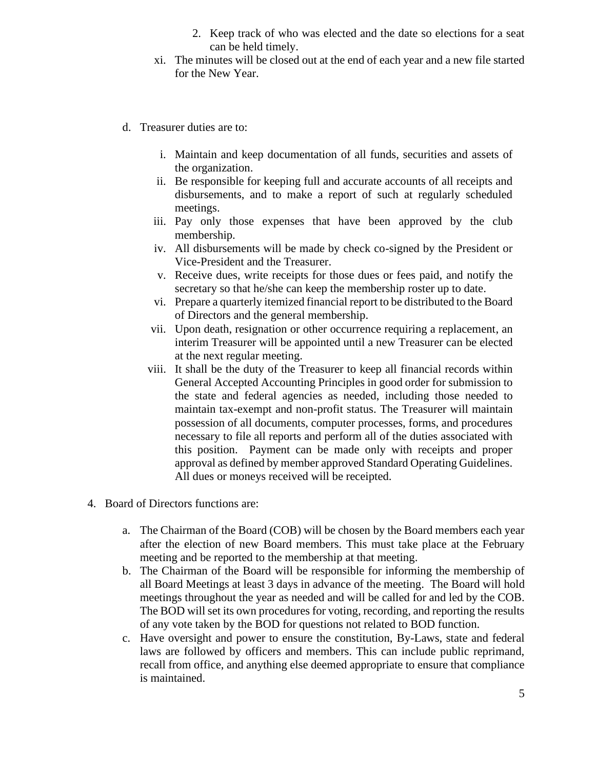2. Keep track of who was elected and the date so elections for a seat can be held timely.

xi. The minutes will be closed out at the end of each year and a new file started for the New Year.

d. Treasurer duties are to:

   i. Maintain and keep documentation of all funds, securities and assets of the organization.
   ii. Be responsible for keeping full and accurate accounts of all receipts and disbursements, and to make a report of such at regularly scheduled meetings.
   iii. Pay only those expenses that have been approved by the club membership.
   iv. All disbursements will be made by check co-signed by the President or Vice-President and the Treasurer.
   v. Receive dues, write receipts for those dues or fees paid, and notify the secretary so that he/she can keep the membership roster up to date.
   vi. Prepare a quarterly itemized financial report to be distributed to the Board of Directors and the general membership.
   vii. Upon death, resignation or other occurrence requiring a replacement, an interim Treasurer will be appointed until a new Treasurer can be elected at the next regular meeting.
   viii. It shall be the duty of the Treasurer to keep all financial records within General Accepted Accounting Principles in good order for submission to the state and federal agencies as needed, including those needed to maintain tax-exempt and non-profit status. The Treasurer will maintain possession of all documents, computer processes, forms, and procedures necessary to file all reports and perform all of the duties associated with this position. Payment can be made only with receipts and proper approval as defined by member approved Standard Operating Guidelines. All dues or moneys received will be receipted.

4. Board of Directors functions are:

   a. The Chairman of the Board (COB) will be chosen by the Board members each year after the election of new Board members. This must take place at the February meeting and be reported to the membership at that meeting.
   b. The Chairman of the Board will be responsible for informing the membership of all Board Meetings at least 3 days in advance of the meeting. The Board will hold meetings throughout the year as needed and will be called for and led by the COB. The BOD will set its own procedures for voting, recording, and reporting the results of any vote taken by the BOD for questions not related to BOD function.
   c. Have oversight and power to ensure the constitution, By-Laws, state and federal laws are followed by officers and members. This can include public reprimand, recall from office, and anything else deemed appropriate to ensure that compliance is maintained.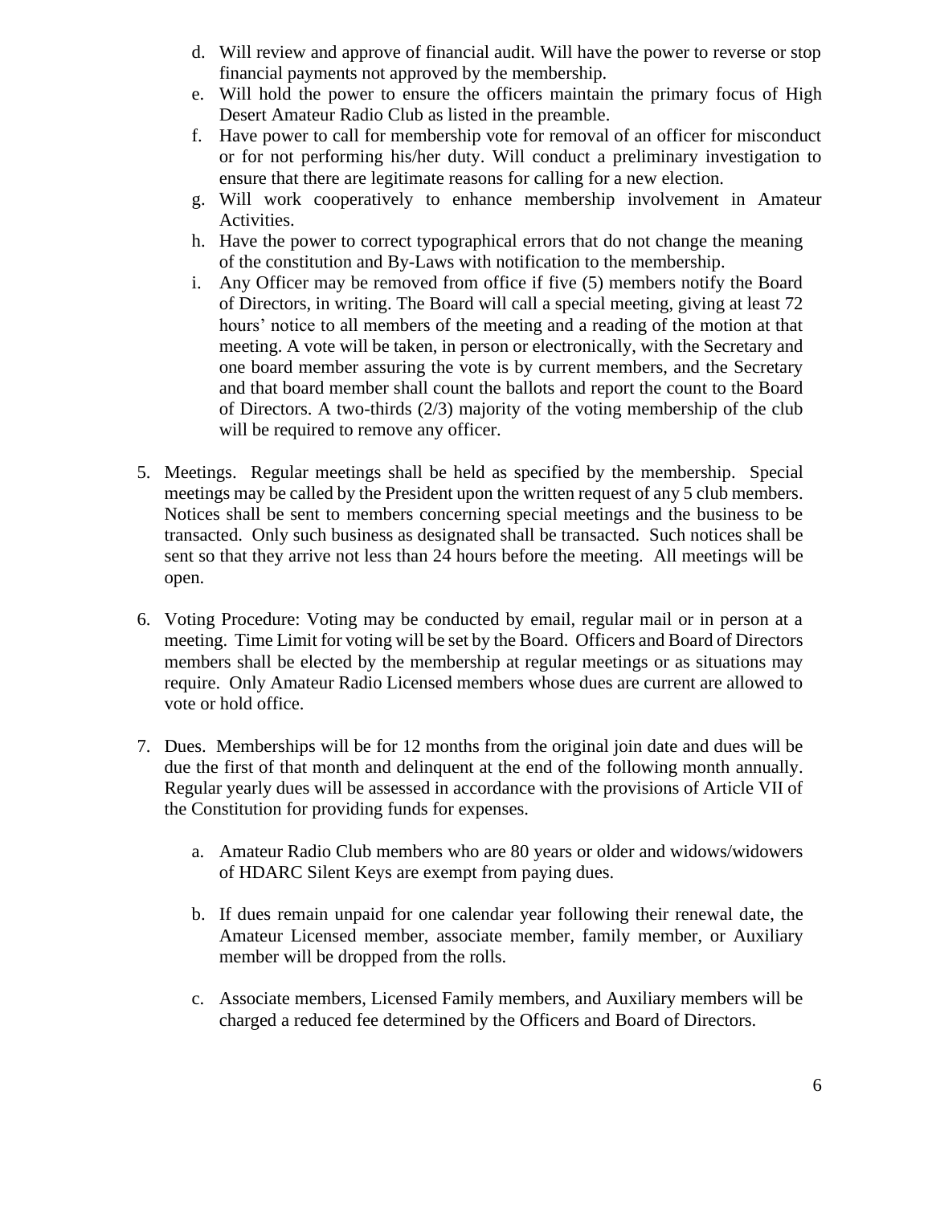d. Will review and approve of financial audit. Will have the power to reverse or stop financial payments not approved by the membership.

e. Will hold the power to ensure the officers maintain the primary focus of High Desert Amateur Radio Club as listed in the preamble.

f. Have power to call for membership vote for removal of an officer for misconduct or for not performing his/her duty. Will conduct a preliminary investigation to ensure that there are legitimate reasons for calling for a new election.

g. Will work cooperatively to enhance membership involvement in Amateur Activities.

h. Have the power to correct typographical errors that do not change the meaning of the constitution and By-Laws with notification to the membership.

i. Any Officer may be removed from office if five (5) members notify the Board of Directors, in writing. The Board will call a special meeting, giving at least 72 hours' notice to all members of the meeting and a reading of the motion at that meeting. A vote will be taken, in person or electronically, with the Secretary and one board member assuring the vote is by current members, and the Secretary and that board member shall count the ballots and report the count to the Board of Directors. A two-thirds (2/3) majority of the voting membership of the club will be required to remove any officer.

5. Meetings. Regular meetings shall be held as specified by the membership. Special meetings may be called by the President upon the written request of any 5 club members. Notices shall be sent to members concerning special meetings and the business to be transacted. Only such business as designated shall be transacted. Such notices shall be sent so that they arrive not less than 24 hours before the meeting. All meetings will be open.

6. Voting Procedure: Voting may be conducted by email, regular mail or in person at a meeting. Time Limit for voting will be set by the Board. Officers and Board of Directors members shall be elected by the membership at regular meetings or as situations may require. Only Amateur Radio Licensed members whose dues are current are allowed to vote or hold office.

7. Dues. Memberships will be for 12 months from the original join date and dues will be due the first of that month and delinquent at the end of the following month annually. Regular yearly dues will be assessed in accordance with the provisions of Article VII of the Constitution for providing funds for expenses.

   a. Amateur Radio Club members who are 80 years or older and widows/widowers of HDARC Silent Keys are exempt from paying dues.

   b. If dues remain unpaid for one calendar year following their renewal date, the Amateur Licensed member, associate member, family member, or Auxiliary member will be dropped from the rolls.

   c. Associate members, Licensed Family members, and Auxiliary members will be charged a reduced fee determined by the Officers and Board of Directors.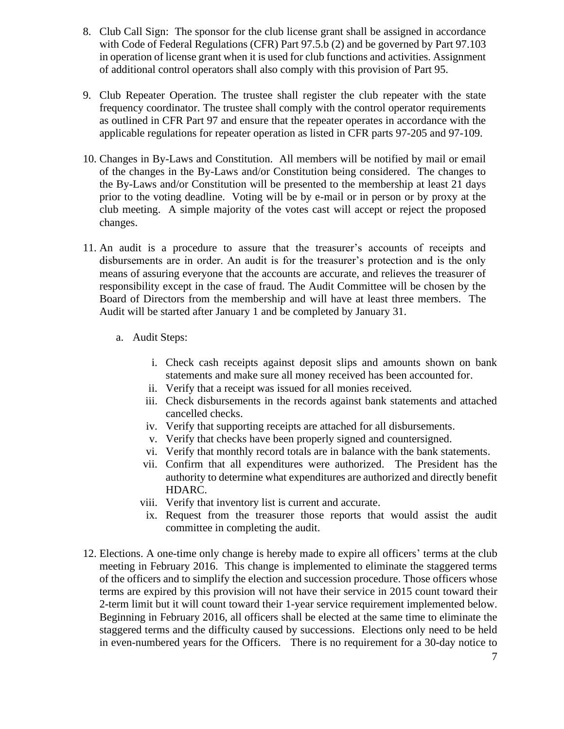8. Club Call Sign: The sponsor for the club license grant shall be assigned in accordance with Code of Federal Regulations (CFR) Part 97.5.b (2) and be governed by Part 97.103 in operation of license grant when it is used for club functions and activities. Assignment of additional control operators shall also comply with this provision of Part 95.

9. Club Repeater Operation. The trustee shall register the club repeater with the state frequency coordinator. The trustee shall comply with the control operator requirements as outlined in CFR Part 97 and ensure that the repeater operates in accordance with the applicable regulations for repeater operation as listed in CFR parts 97-205 and 97-109.

10. Changes in By-Laws and Constitution. All members will be notified by mail or email of the changes in the By-Laws and/or Constitution being considered. The changes to the By-Laws and/or Constitution will be presented to the membership at least 21 days prior to the voting deadline. Voting will be by e-mail or in person or by proxy at the club meeting. A simple majority of the votes cast will accept or reject the proposed changes.

11. An audit is a procedure to assure that the treasurer's accounts of receipts and disbursements are in order. An audit is for the treasurer's protection and is the only means of assuring everyone that the accounts are accurate, and relieves the treasurer of responsibility except in the case of fraud. The Audit Committee will be chosen by the Board of Directors from the membership and will have at least three members. The Audit will be started after January 1 and be completed by January 31.

    a. Audit Steps:

        i. Check cash receipts against deposit slips and amounts shown on bank statements and make sure all money received has been accounted for.
        ii. Verify that a receipt was issued for all monies received.
        iii. Check disbursements in the records against bank statements and attached cancelled checks.
        iv. Verify that supporting receipts are attached for all disbursements.
        v. Verify that checks have been properly signed and countersigned.
        vi. Verify that monthly record totals are in balance with the bank statements.
        vii. Confirm that all expenditures were authorized. The President has the authority to determine what expenditures are authorized and directly benefit HDARC.
        viii. Verify that inventory list is current and accurate.
        ix. Request from the treasurer those reports that would assist the audit committee in completing the audit.

12. Elections. A one-time only change is hereby made to expire all officers' terms at the club meeting in February 2016. This change is implemented to eliminate the staggered terms of the officers and to simplify the election and succession procedure. Those officers whose terms are expired by this provision will not have their service in 2015 count toward their 2-term limit but it will count toward their 1-year service requirement implemented below. Beginning in February 2016, all officers shall be elected at the same time to eliminate the staggered terms and the difficulty caused by successions. Elections only need to be held in even-numbered years for the Officers. There is no requirement for a 30-day notice to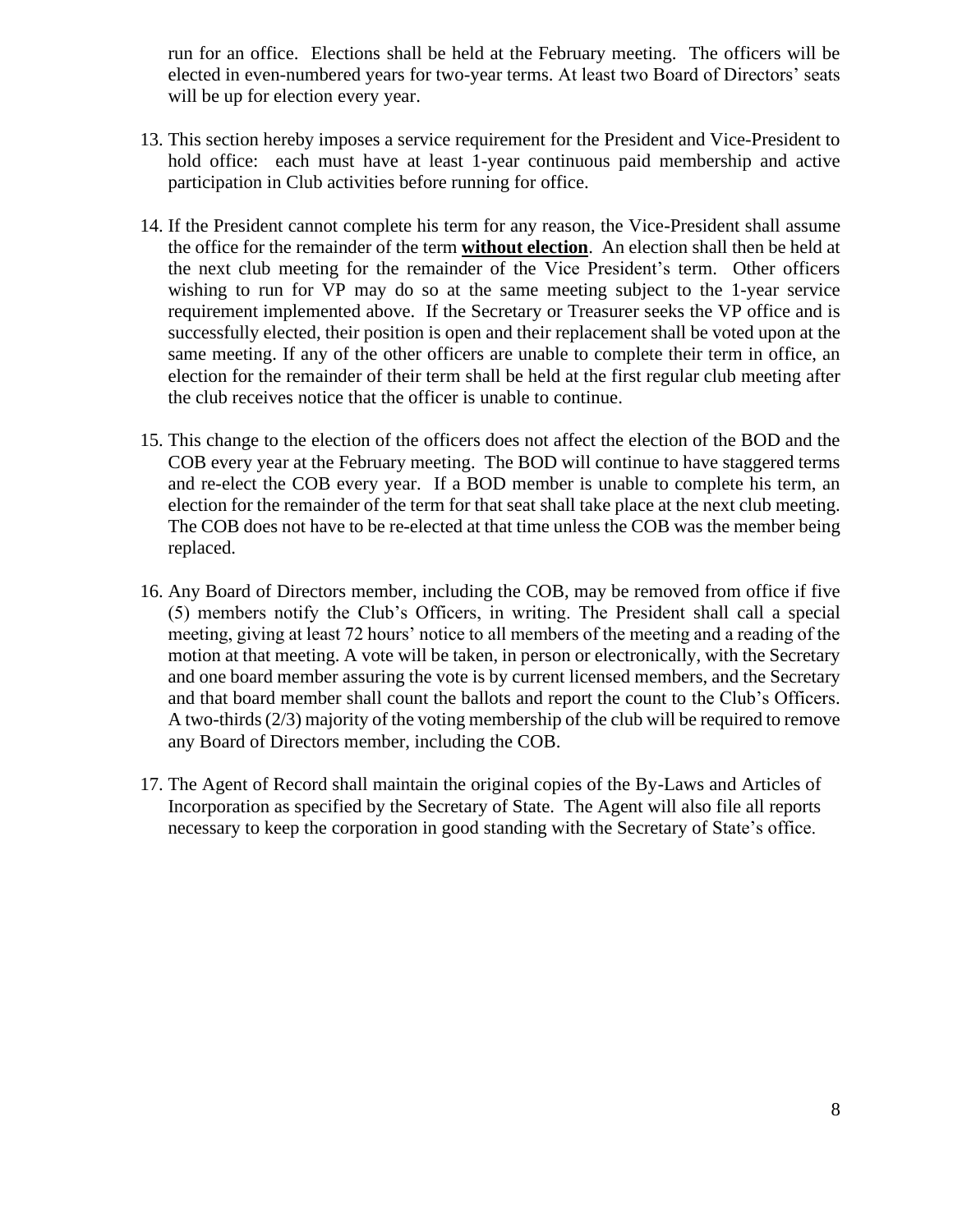run for an office. Elections shall be held at the February meeting. The officers will be elected in even-numbered years for two-year terms. At least two Board of Directors' seats will be up for election every year.

13. This section hereby imposes a service requirement for the President and Vice-President to hold office: each must have at least 1-year continuous paid membership and active participation in Club activities before running for office.

14. If the President cannot complete his term for any reason, the Vice-President shall assume the office for the remainder of the term **<u>without election</u>**. An election shall then be held at the next club meeting for the remainder of the Vice President's term. Other officers wishing to run for VP may do so at the same meeting subject to the 1-year service requirement implemented above. If the Secretary or Treasurer seeks the VP office and is successfully elected, their position is open and their replacement shall be voted upon at the same meeting. If any of the other officers are unable to complete their term in office, an election for the remainder of their term shall be held at the first regular club meeting after the club receives notice that the officer is unable to continue.

15. This change to the election of the officers does not affect the election of the BOD and the COB every year at the February meeting. The BOD will continue to have staggered terms and re-elect the COB every year. If a BOD member is unable to complete his term, an election for the remainder of the term for that seat shall take place at the next club meeting. The COB does not have to be re-elected at that time unless the COB was the member being replaced.

16. Any Board of Directors member, including the COB, may be removed from office if five (5) members notify the Club's Officers, in writing. The President shall call a special meeting, giving at least 72 hours' notice to all members of the meeting and a reading of the motion at that meeting. A vote will be taken, in person or electronically, with the Secretary and one board member assuring the vote is by current licensed members, and the Secretary and that board member shall count the ballots and report the count to the Club's Officers. A two-thirds (2/3) majority of the voting membership of the club will be required to remove any Board of Directors member, including the COB.

17. The Agent of Record shall maintain the original copies of the By-Laws and Articles of Incorporation as specified by the Secretary of State. The Agent will also file all reports necessary to keep the corporation in good standing with the Secretary of State's office.